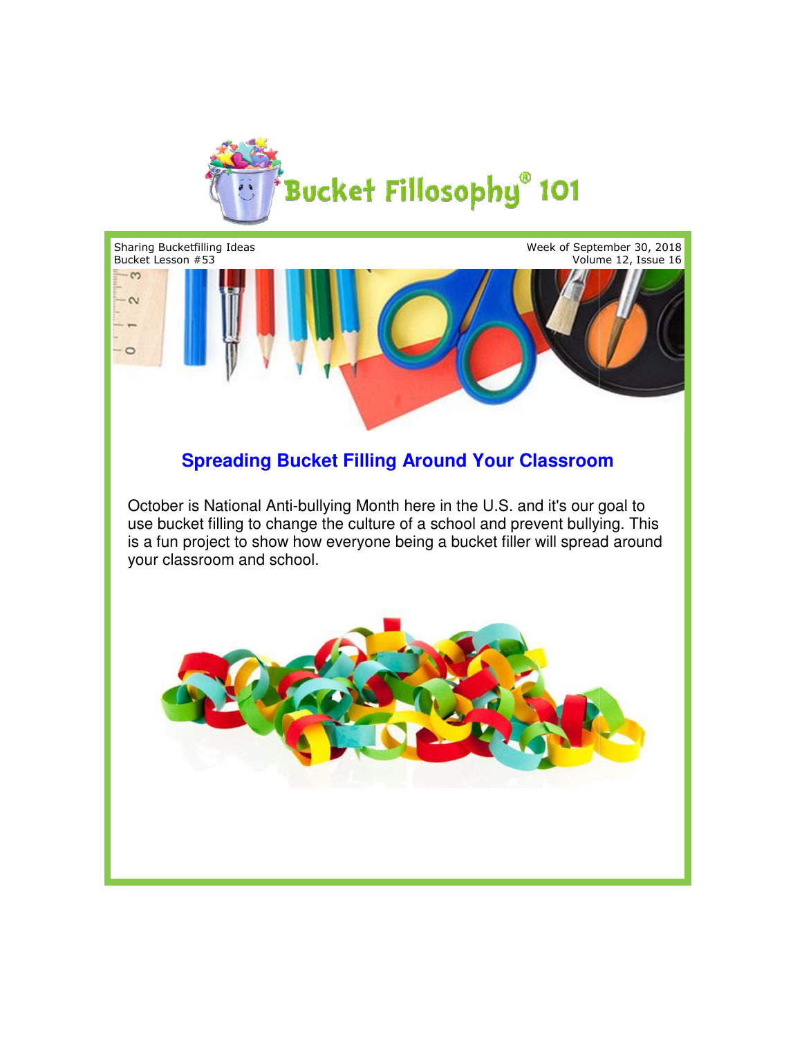# Bucket Fillosophy® 101

Sharing Bucketfilling Ideas
Bucket Lesson #53

Week of September 30, 2018

## Spreading Bucket Filling Around Your Classroom

October is National Anti-bullying Month here in the U.S. and it's our goal to use bucket filling to change the culture of a school and prevent bullying. This is a fun project to show how everyone being a bucket filler will spread around your classroom and school.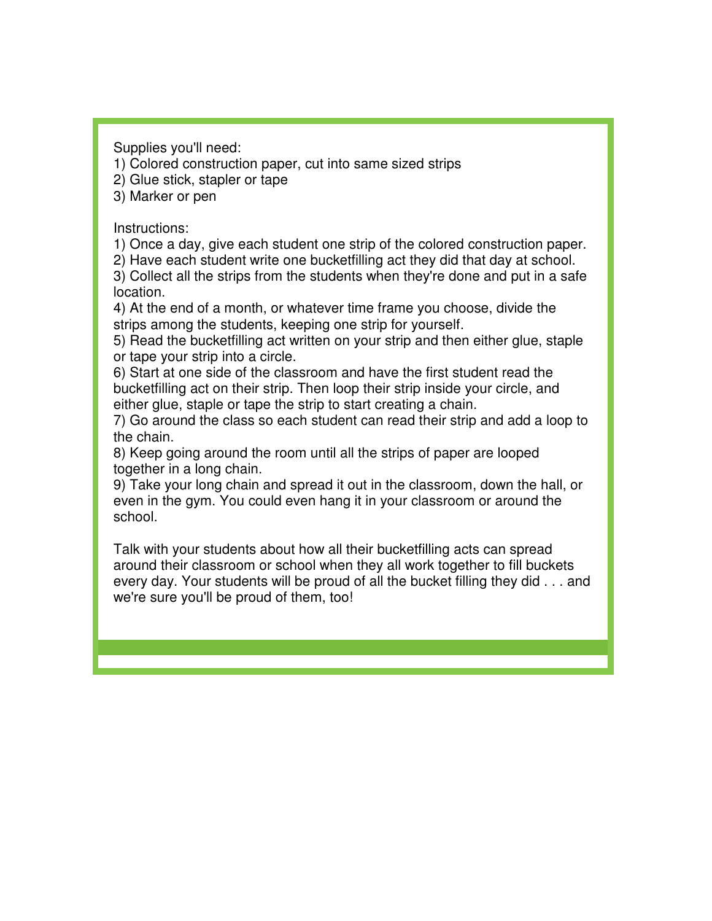Supplies you'll need:

1) Colored construction paper, cut into same sized strips
2) Glue stick, stapler or tape
3) Marker or pen

Instructions:

1) Once a day, give each student one strip of the colored construction paper.
2) Have each student write one bucketfilling act they did that day at school.
3) Collect all the strips from the students when they're done and put in a safe location.
4) At the end of a month, or whatever time frame you choose, divide the strips among the students, keeping one strip for yourself.
5) Read the bucketfilling act written on your strip and then either glue, staple or tape your strip into a circle.
6) Start at one side of the classroom and have the first student read the bucketfilling act on their strip. Then loop their strip inside your circle, and either glue, staple or tape the strip to start creating a chain.
7) Go around the class so each student can read their strip and add a loop to the chain.
8) Keep going around the room until all the strips of paper are looped together in a long chain.
9) Take your long chain and spread it out in the classroom, down the hall, or even in the gym. You could even hang it in your classroom or around the school.

Talk with your students about how all their bucketfilling acts can spread around their classroom or school when they all work together to fill buckets every day. Your students will be proud of all the bucket filling they did . . . and we're sure you'll be proud of them, too!